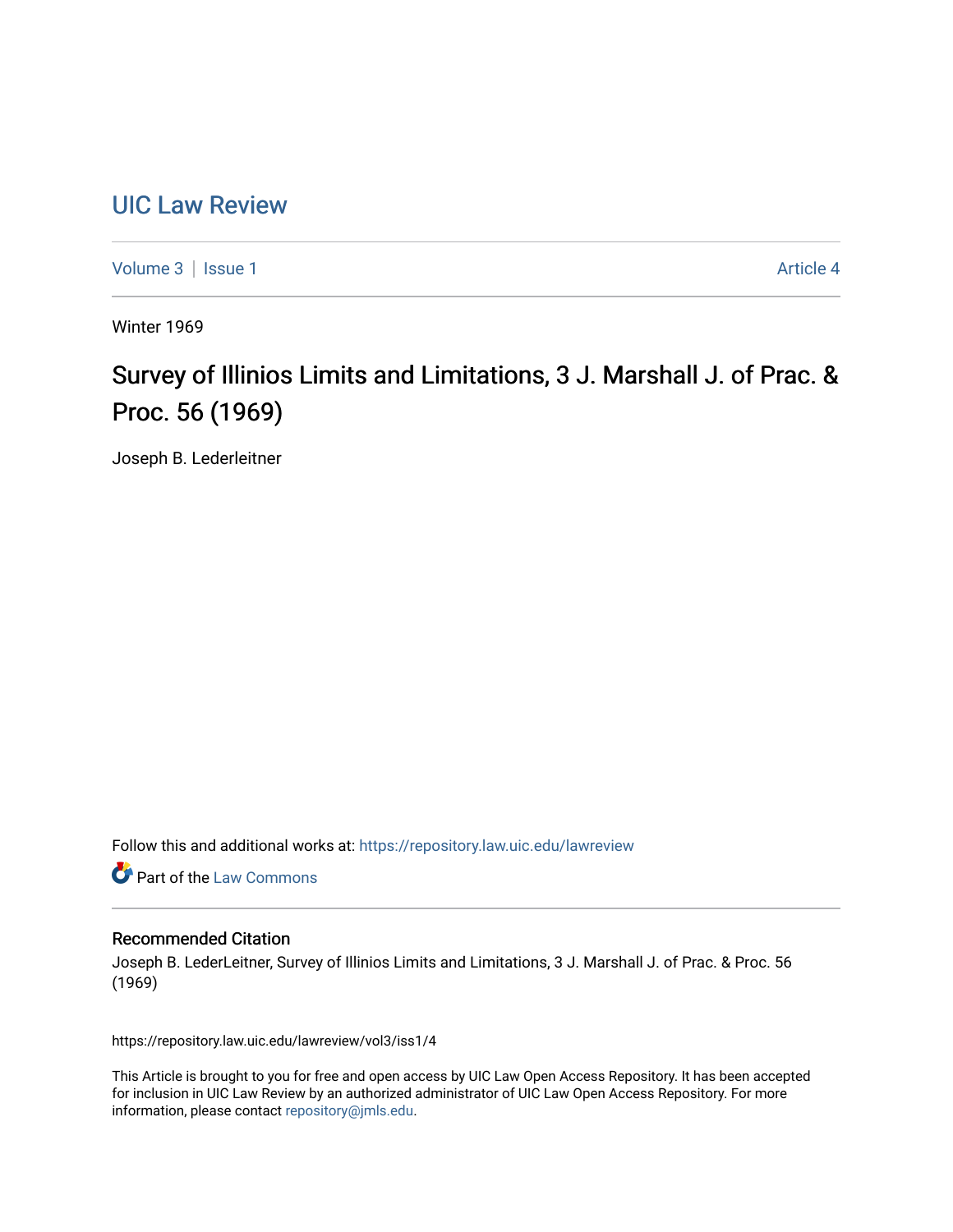# UIC Law Review

Volume 3 | Issue 1 Article 4

Winter 1969

## Survey of Illinios Limits and Limitations, 3 J. Marshall J. of Prac. & Proc. 56 (1969)

Joseph B. Lederleitner

Follow this and additional works at: https://repository.law.uic.edu/lawreview

Part of the Law Commons

### Recommended Citation

Joseph B. LederLeitner, Survey of Illinios Limits and Limitations, 3 J. Marshall J. of Prac. & Proc. 56 (1969)

https://repository.law.uic.edu/lawreview/vol3/iss1/4

This Article is brought to you for free and open access by UIC Law Open Access Repository. It has been accepted for inclusion in UIC Law Review by an authorized administrator of UIC Law Open Access Repository. For more information, please contact repository@jmls.edu.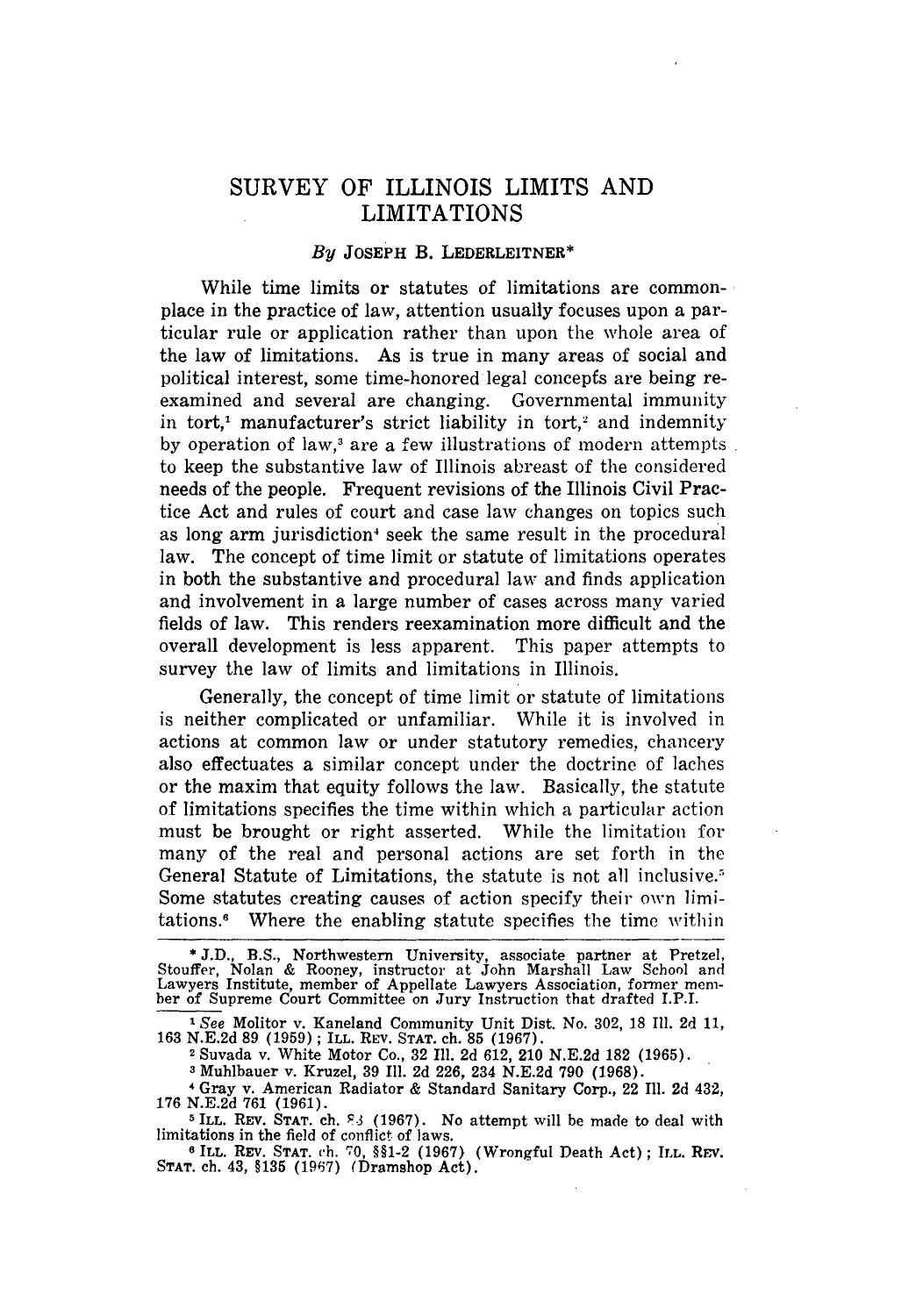# SURVEY OF ILLINOIS LIMITS AND LIMITATIONS

*By* JOSEPH B. LEDERLEITNER*

While time limits or statutes of limitations are commonplace in the practice of law, attention usually focuses upon a particular rule or application rather than upon the whole area of the law of limitations. As is true in many areas of social and political interest, some time-honored legal concepts are being reexamined and several are changing. Governmental immunity in tort,[1] manufacturer's strict liability in tort,[2] and indemnity by operation of law,[3] are a few illustrations of modern attempts to keep the substantive law of Illinois abreast of the considered needs of the people. Frequent revisions of the Illinois Civil Practice Act and rules of court and case law changes on topics such as long arm jurisdiction[4] seek the same result in the procedural law. The concept of time limit or statute of limitations operates in both the substantive and procedural law and finds application and involvement in a large number of cases across many varied fields of law. This renders reexamination more difficult and the overall development is less apparent. This paper attempts to survey the law of limits and limitations in Illinois.

Generally, the concept of time limit or statute of limitations is neither complicated or unfamiliar. While it is involved in actions at common law or under statutory remedies, chancery also effectuates a similar concept under the doctrine of laches or the maxim that equity follows the law. Basically, the statute of limitations specifies the time within which a particular action must be brought or right asserted. While the limitation for many of the real and personal actions are set forth in the General Statute of Limitations, the statute is not all inclusive.[5] Some statutes creating causes of action specify their own limitations.[6] Where the enabling statute specifies the time within

---

* J.D., B.S., Northwestern University, associate partner at Pretzel, Stouffer, Nolan & Rooney, instructor at John Marshall Law School and Lawyers Institute, member of Appellate Lawyers Association, former member of Supreme Court Committee on Jury Instruction that drafted I.P.I.

[1] *See* Molitor v. Kaneland Community Unit Dist. No. 302, 18 Ill. 2d 11, 163 N.E.2d 89 (1959); ILL. REV. STAT. ch. 85 (1967).

[2] Suvada v. White Motor Co., 32 Ill. 2d 612, 210 N.E.2d 182 (1965).

[3] Muhlbauer v. Kruzel, 39 Ill. 2d 226, 234 N.E.2d 790 (1968).

[4] Gray v. American Radiator & Standard Sanitary Corp., 22 Ill. 2d 432, 176 N.E.2d 761 (1961).

[5] ILL. REV. STAT. ch. 83 (1967). No attempt will be made to deal with limitations in the field of conflict of laws.

[6] ILL. REV. STAT. ch. 70, §§1-2 (1967) (Wrongful Death Act); ILL. REV. STAT. ch. 43, §135 (1967) (Dramshop Act).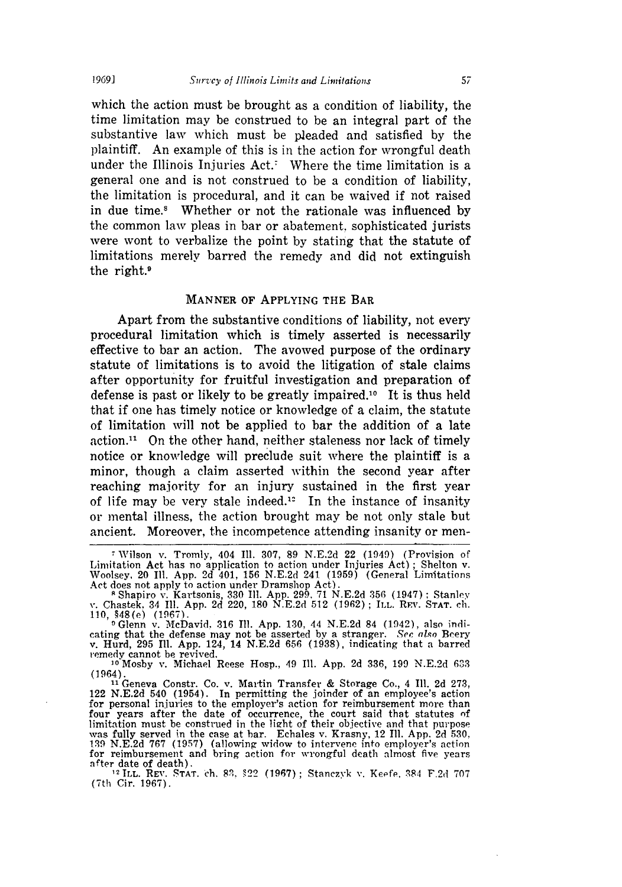which the action must be brought as a condition of liability, the time limitation may be construed to be an integral part of the substantive law which must be pleaded and satisfied by the plaintiff. An example of this is in the action for wrongful death under the Illinois Injuries Act.[7] Where the time limitation is a general one and is not construed to be a condition of liability, the limitation is procedural, and it can be waived if not raised in due time.[8] Whether or not the rationale was influenced by the common law pleas in bar or abatement, sophisticated jurists were wont to verbalize the point by stating that the statute of limitations merely barred the remedy and did not extinguish the right.[9]

## MANNER OF APPLYING THE BAR

Apart from the substantive conditions of liability, not every procedural limitation which is timely asserted is necessarily effective to bar an action. The avowed purpose of the ordinary statute of limitations is to avoid the litigation of stale claims after opportunity for fruitful investigation and preparation of defense is past or likely to be greatly impaired.[10] It is thus held that if one has timely notice or knowledge of a claim, the statute of limitation will not be applied to bar the addition of a late action.[11] On the other hand, neither staleness nor lack of timely notice or knowledge will preclude suit where the plaintiff is a minor, though a claim asserted within the second year after reaching majority for an injury sustained in the first year of life may be very stale indeed.[12] In the instance of insanity or mental illness, the action brought may be not only stale but ancient. Moreover, the incompetence attending insanity or men-

---

[7] Wilson v. Tromly, 404 Ill. 307, 89 N.E.2d 22 (1949) (Provision of Limitation Act has no application to action under Injuries Act); Shelton v. Woolsey, 20 Ill. App. 2d 401, 156 N.E.2d 241 (1959) (General Limitations Act does not apply to action under Dramshop Act).

[8] Shapiro v. Kartsonis, 330 Ill. App. 299, 71 N.E.2d 356 (1947); Stanley v. Chastek, 34 Ill. App. 2d 220, 180 N.E.2d 512 (1962); ILL. REV. STAT. ch. 110, §48(e) (1967).

[9] Glenn v. McDavid, 316 Ill. App. 130, 44 N.E.2d 84 (1942), also indicating that the defense may not be asserted by a stranger. *See also* Beery v. Hurd, 295 Ill. App. 124, 14 N.E.2d 656 (1938), indicating that a barred remedy cannot be revived.

[10] Mosby v. Michael Reese Hosp., 49 Ill. App. 2d 336, 199 N.E.2d 633 (1964).

[11] Geneva Constr. Co. v. Martin Transfer & Storage Co., 4 Ill. 2d 273, 122 N.E.2d 540 (1954). In permitting the joinder of an employee's action for personal injuries to the employer's action for reimbursement more than four years after the date of occurrence, the court said that statutes of limitation must be construed in the light of their objective and that purpose was fully served in the case at bar. Echales v. Krasny, 12 Ill. App. 2d 530, 139 N.E.2d 767 (1957) (allowing widow to intervene into employer's action for reimbursement and bring action for wrongful death almost five years after date of death).

[12] ILL. REV. STAT. ch. 83, §22 (1967); Stanczyk v. Keefe, 384 F.2d 707 (7th Cir. 1967).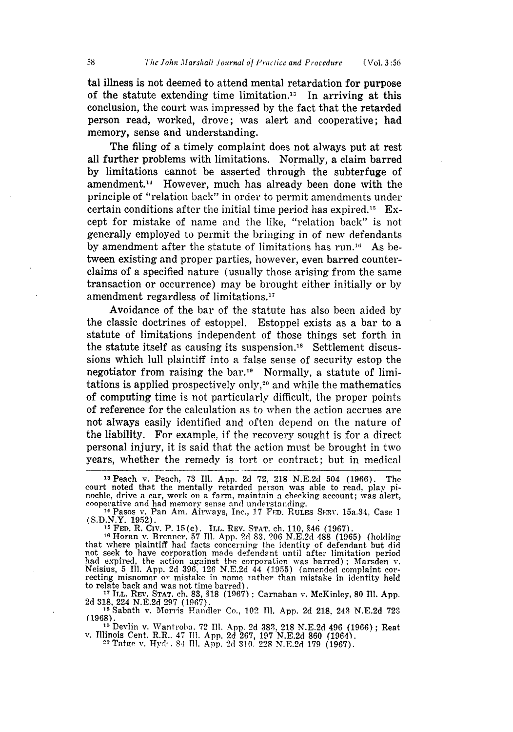tal illness is not deemed to attend mental retardation for purpose of the statute extending time limitation.[13] In arriving at this conclusion, the court was impressed by the fact that the retarded person read, worked, drove; was alert and cooperative; had memory, sense and understanding.

The filing of a timely complaint does not always put at rest all further problems with limitations. Normally, a claim barred by limitations cannot be asserted through the subterfuge of amendment.[14] However, much has already been done with the principle of "relation back" in order to permit amendments under certain conditions after the initial time period has expired.[15] Except for mistake of name and the like, "relation back" is not generally employed to permit the bringing in of new defendants by amendment after the statute of limitations has run.[16] As between existing and proper parties, however, even barred counterclaims of a specified nature (usually those arising from the same transaction or occurrence) may be brought either initially or by amendment regardless of limitations.[17]

Avoidance of the bar of the statute has also been aided by the classic doctrines of estoppel. Estoppel exists as a bar to a statute of limitations independent of those things set forth in the statute itself as causing its suspension.[18] Settlement discussions which lull plaintiff into a false sense of security estop the negotiator from raising the bar.[19] Normally, a statute of limitations is applied prospectively only,[20] and while the mathematics of computing time is not particularly difficult, the proper points of reference for the calculation as to when the action accrues are not always easily identified and often depend on the nature of the liability. For example, if the recovery sought is for a direct personal injury, it is said that the action must be brought in two years, whether the remedy is tort or contract; but in medical

---

[13] Peach v. Peach, 73 Ill. App. 2d 72, 218 N.E.2d 504 (1966). The court noted that the mentally retarded person was able to read, play pinochle, drive a car, work on a farm, maintain a checking account; was alert, cooperative and had memory sense and understanding.

[14] Pasos v. Pan Am. Airways, Inc., 17 FED. RULES SERV. 15a.34, Case 1 (S.D.N.Y. 1952).

[15] FED. R. CIV. P. 15(c). ILL. REV. STAT. ch. 110, §46 (1967).

[16] Horan v. Brenner, 57 Ill. App. 2d 83, 206 N.E.2d 488 (1965) (holding that where plaintiff had facts concerning the identity of defendant but did not seek to have corporation made defendant until after limitation period had expired, the action against the corporation was barred); Marsden v. Neisius, 5 Ill. App. 2d 396, 126 N.E.2d 44 (1955) (amended complaint correcting misnomer or mistake in name rather than mistake in identity held to relate back and was not time barred).

[17] ILL. REV. STAT. ch. 83, §18 (1967); Carnahan v. McKinley, 80 Ill. App. 2d 318, 224 N.E.2d 297 (1967).

[18] Sabath v. Morris Handler Co., 102 Ill. App. 2d 218, 243 N.E.2d 723 (1968).

[19] Devlin v. Wantroba, 72 Ill. App. 2d 383, 218 N.E.2d 496 (1966); Reat v. Illinois Cent. R.R., 47 Ill. App. 2d 267, 197 N.E.2d 860 (1964).

[20] Tatge v. Hyde, 84 Ill. App. 2d 310, 228 N.E.2d 179 (1967).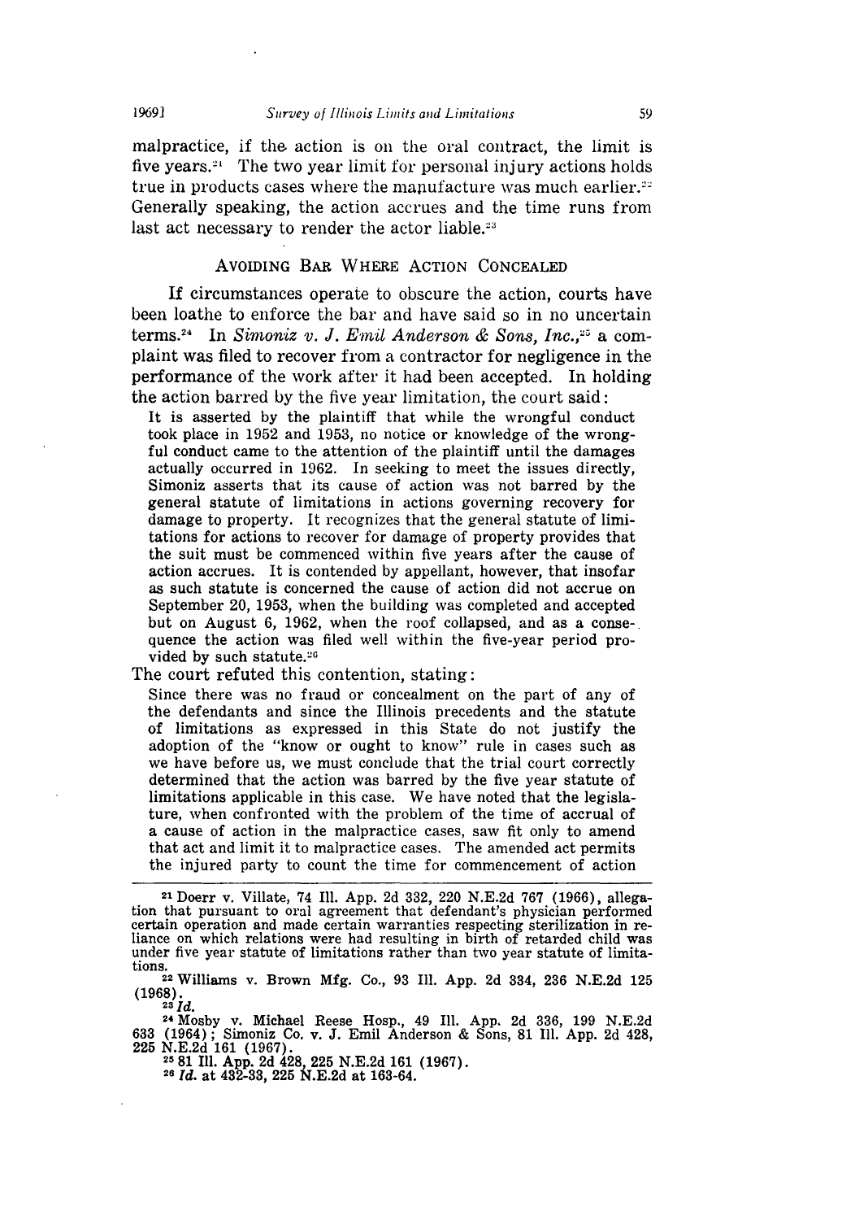malpractice, if the action is on the oral contract, the limit is five years.[21] The two year limit for personal injury actions holds true in products cases where the manufacture was much earlier.[22] Generally speaking, the action accrues and the time runs from last act necessary to render the actor liable.[23]

## AVOIDING BAR WHERE ACTION CONCEALED

If circumstances operate to obscure the action, courts have been loathe to enforce the bar and have said so in no uncertain terms.[24] In *Simoniz v. J. Emil Anderson & Sons, Inc.*,[25] a complaint was filed to recover from a contractor for negligence in the performance of the work after it had been accepted. In holding the action barred by the five year limitation, the court said:

> It is asserted by the plaintiff that while the wrongful conduct took place in 1952 and 1953, no notice or knowledge of the wrongful conduct came to the attention of the plaintiff until the damages actually occurred in 1962. In seeking to meet the issues directly, Simoniz asserts that its cause of action was not barred by the general statute of limitations in actions governing recovery for damage to property. It recognizes that the general statute of limitations for actions to recover for damage of property provides that the suit must be commenced within five years after the cause of action accrues. It is contended by appellant, however, that insofar as such statute is concerned the cause of action did not accrue on September 20, 1953, when the building was completed and accepted but on August 6, 1962, when the roof collapsed, and as a consequence the action was filed well within the five-year period provided by such statute.[26]

The court refuted this contention, stating:

> Since there was no fraud or concealment on the part of any of the defendants and since the Illinois precedents and the statute of limitations as expressed in this State do not justify the adoption of the "know or ought to know" rule in cases such as we have before us, we must conclude that the trial court correctly determined that the action was barred by the five year statute of limitations applicable in this case. We have noted that the legislature, when confronted with the problem of the time of accrual of a cause of action in the malpractice cases, saw fit only to amend that act and limit it to malpractice cases. The amended act permits the injured party to count the time for commencement of action

---

[21] Doerr v. Villate, 74 Ill. App. 2d 332, 220 N.E.2d 767 (1966), allegation that pursuant to oral agreement that defendant's physician performed certain operation and made certain warranties respecting sterilization in reliance on which relations were had resulting in birth of retarded child was under five year statute of limitations rather than two year statute of limitations.

[22] Williams v. Brown Mfg. Co., 93 Ill. App. 2d 334, 236 N.E.2d 125 (1968).

[23] *Id.*

[24] Mosby v. Michael Reese Hosp., 49 Ill. App. 2d 336, 199 N.E.2d 633 (1964); Simoniz Co. v. J. Emil Anderson & Sons, 81 Ill. App. 2d 428, 225 N.E.2d 161 (1967).

[25] 81 Ill. App. 2d 428, 225 N.E.2d 161 (1967).

[26] *Id.* at 432-33, 225 N.E.2d at 163-64.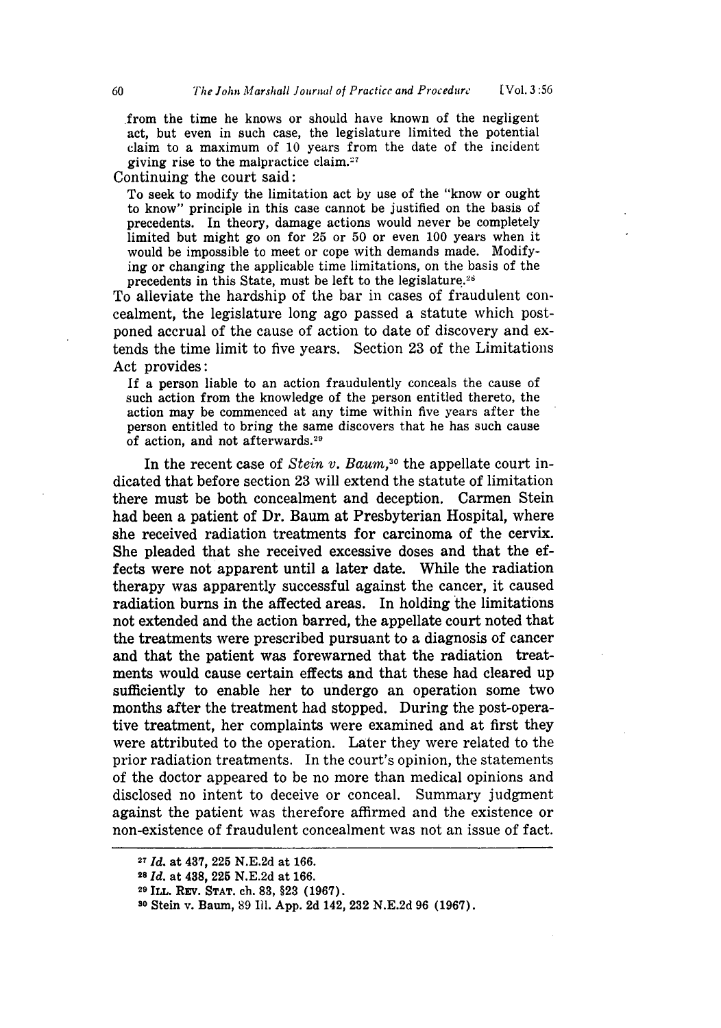from the time he knows or should have known of the negligent act, but even in such case, the legislature limited the potential claim to a maximum of 10 years from the date of the incident giving rise to the malpractice claim.[27]

Continuing the court said:

> To seek to modify the limitation act by use of the "know or ought to know" principle in this case cannot be justified on the basis of precedents. In theory, damage actions would never be completely limited but might go on for 25 or 50 or even 100 years when it would be impossible to meet or cope with demands made. Modifying or changing the applicable time limitations, on the basis of the precedents in this State, must be left to the legislature.[28]

To alleviate the hardship of the bar in cases of fraudulent concealment, the legislature long ago passed a statute which postponed accrual of the cause of action to date of discovery and extends the time limit to five years. Section 23 of the Limitations Act provides:

> If a person liable to an action fraudulently conceals the cause of such action from the knowledge of the person entitled thereto, the action may be commenced at any time within five years after the person entitled to bring the same discovers that he has such cause of action, and not afterwards.[29]

In the recent case of *Stein v. Baum*,[30] the appellate court indicated that before section 23 will extend the statute of limitation there must be both concealment and deception. Carmen Stein had been a patient of Dr. Baum at Presbyterian Hospital, where she received radiation treatments for carcinoma of the cervix. She pleaded that she received excessive doses and that the effects were not apparent until a later date. While the radiation therapy was apparently successful against the cancer, it caused radiation burns in the affected areas. In holding the limitations not extended and the action barred, the appellate court noted that the treatments were prescribed pursuant to a diagnosis of cancer and that the patient was forewarned that the radiation treatments would cause certain effects and that these had cleared up sufficiently to enable her to undergo an operation some two months after the treatment had stopped. During the post-operative treatment, her complaints were examined and at first they were attributed to the operation. Later they were related to the prior radiation treatments. In the court's opinion, the statements of the doctor appeared to be no more than medical opinions and disclosed no intent to deceive or conceal. Summary judgment against the patient was therefore affirmed and the existence or non-existence of fraudulent concealment was not an issue of fact.

---

[27] *Id.* at 437, 225 N.E.2d at 166.

[28] *Id.* at 438, 225 N.E.2d at 166.

[29] ILL. REV. STAT. ch. 83, §23 (1967).

[30] Stein v. Baum, 89 Ill. App. 2d 142, 232 N.E.2d 96 (1967).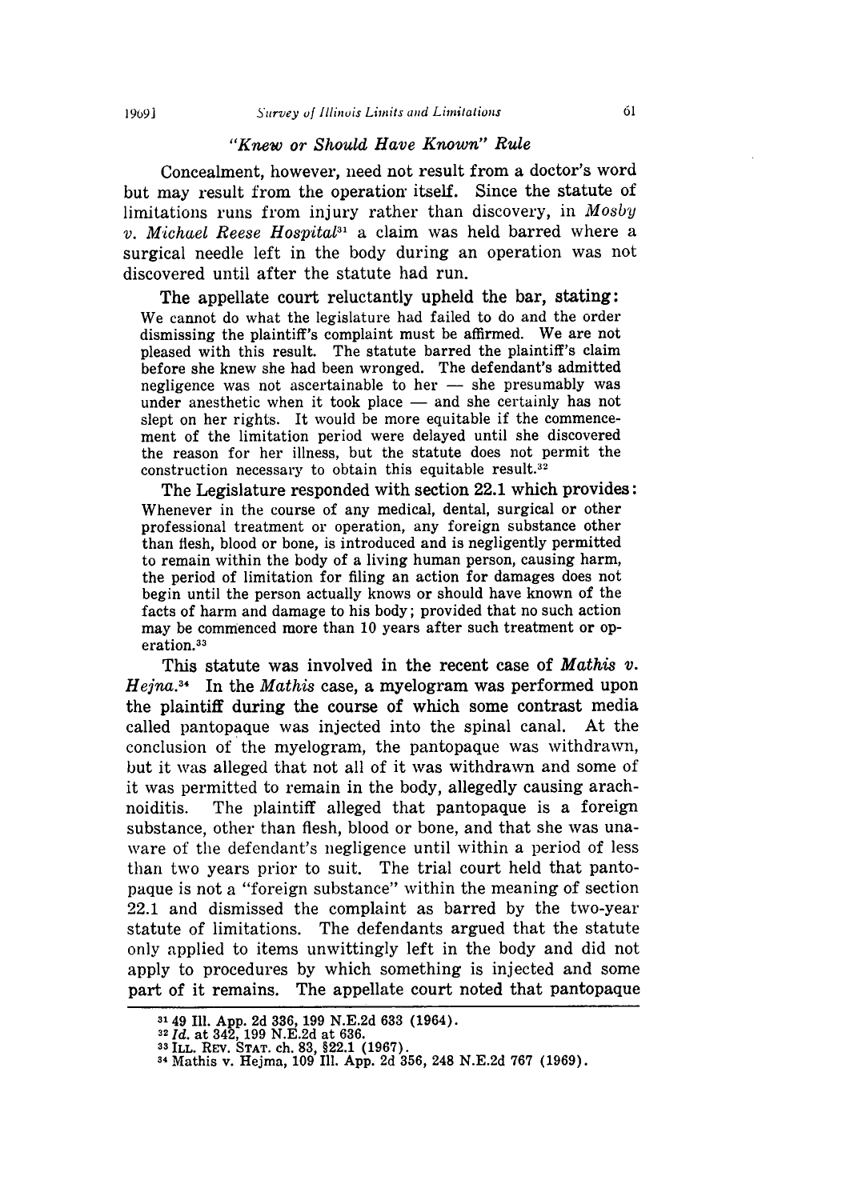### *"Knew or Should Have Known" Rule*

Concealment, however, need not result from a doctor's word but may result from the operation itself. Since the statute of limitations runs from injury rather than discovery, in *Mosby v. Michael Reese Hospital*[31] a claim was held barred where a surgical needle left in the body during an operation was not discovered until after the statute had run.

The appellate court reluctantly upheld the bar, stating:

> We cannot do what the legislature had failed to do and the order dismissing the plaintiff's complaint must be affirmed. We are not pleased with this result. The statute barred the plaintiff's claim before she knew she had been wronged. The defendant's admitted negligence was not ascertainable to her — she presumably was under anesthetic when it took place — and she certainly has not slept on her rights. It would be more equitable if the commencement of the limitation period were delayed until she discovered the reason for her illness, but the statute does not permit the construction necessary to obtain this equitable result.[32]

The Legislature responded with section 22.1 which provides:

> Whenever in the course of any medical, dental, surgical or other professional treatment or operation, any foreign substance other than flesh, blood or bone, is introduced and is negligently permitted to remain within the body of a living human person, causing harm, the period of limitation for filing an action for damages does not begin until the person actually knows or should have known of the facts of harm and damage to his body; provided that no such action may be commenced more than 10 years after such treatment or operation.[33]

This statute was involved in the recent case of *Mathis v. Hejna.*[34] In the *Mathis* case, a myelogram was performed upon the plaintiff during the course of which some contrast media called pantopaque was injected into the spinal canal. At the conclusion of the myelogram, the pantopaque was withdrawn, but it was alleged that not all of it was withdrawn and some of it was permitted to remain in the body, allegedly causing arachnoiditis. The plaintiff alleged that pantopaque is a foreign substance, other than flesh, blood or bone, and that she was unaware of the defendant's negligence until within a period of less than two years prior to suit. The trial court held that pantopaque is not a "foreign substance" within the meaning of section 22.1 and dismissed the complaint as barred by the two-year statute of limitations. The defendants argued that the statute only applied to items unwittingly left in the body and did not apply to procedures by which something is injected and some part of it remains. The appellate court noted that pantopaque

---

[31] 49 Ill. App. 2d 336, 199 N.E.2d 633 (1964).

[32] *Id.* at 342, 199 N.E.2d at 636.

[33] ILL. REV. STAT. ch. 83, §22.1 (1967).

[34] Mathis v. Hejma, 109 Ill. App. 2d 356, 248 N.E.2d 767 (1969).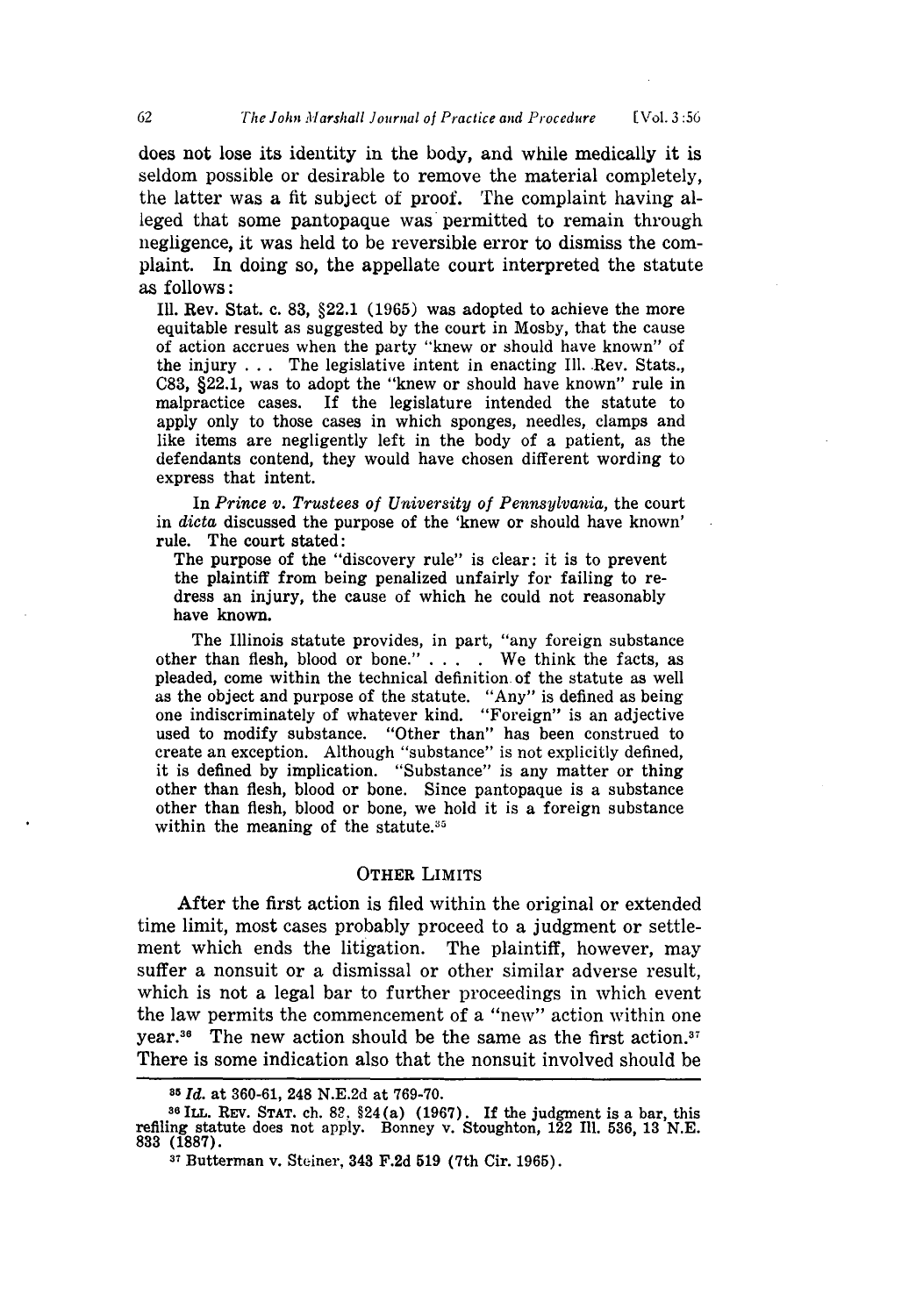does not lose its identity in the body, and while medically it is seldom possible or desirable to remove the material completely, the latter was a fit subject of proof. The complaint having alleged that some pantopaque was permitted to remain through negligence, it was held to be reversible error to dismiss the complaint. In doing so, the appellate court interpreted the statute as follows:

> Ill. Rev. Stat. c. 83, §22.1 (1965) was adopted to achieve the more equitable result as suggested by the court in Mosby, that the cause of action accrues when the party "knew or should have known" of the injury . . . The legislative intent in enacting Ill. Rev. Stats., C83, §22.1, was to adopt the "knew or should have known" rule in malpractice cases. If the legislature intended the statute to apply only to those cases in which sponges, needles, clamps and like items are negligently left in the body of a patient, as the defendants contend, they would have chosen different wording to express that intent.
>
> In *Prince v. Trustees of University of Pennsylvania*, the court in *dicta* discussed the purpose of the 'knew or should have known' rule. The court stated:
>
> The purpose of the "discovery rule" is clear: it is to prevent the plaintiff from being penalized unfairly for failing to redress an injury, the cause of which he could not reasonably have known.
>
> The Illinois statute provides, in part, "any foreign substance other than flesh, blood or bone." . . . . We think the facts, as pleaded, come within the technical definition of the statute as well as the object and purpose of the statute. "Any" is defined as being one indiscriminately of whatever kind. "Foreign" is an adjective used to modify substance. "Other than" has been construed to create an exception. Although "substance" is not explicitly defined, it is defined by implication. "Substance" is any matter or thing other than flesh, blood or bone. Since pantopaque is a substance other than flesh, blood or bone, we hold it is a foreign substance within the meaning of the statute.[35]

## OTHER LIMITS

After the first action is filed within the original or extended time limit, most cases probably proceed to a judgment or settlement which ends the litigation. The plaintiff, however, may suffer a nonsuit or a dismissal or other similar adverse result, which is not a legal bar to further proceedings in which event the law permits the commencement of a "new" action within one year.[36] The new action should be the same as the first action.[37] There is some indication also that the nonsuit involved should be

---

[35] *Id.* at 360-61, 248 N.E.2d at 769-70.

[36] ILL. REV. STAT. ch. 83, §24(a) (1967). If the judgment is a bar, this refiling statute does not apply. Bonney v. Stoughton, 122 Ill. 536, 13 N.E. 833 (1887).

[37] Butterman v. Steiner, 343 F.2d 519 (7th Cir. 1965).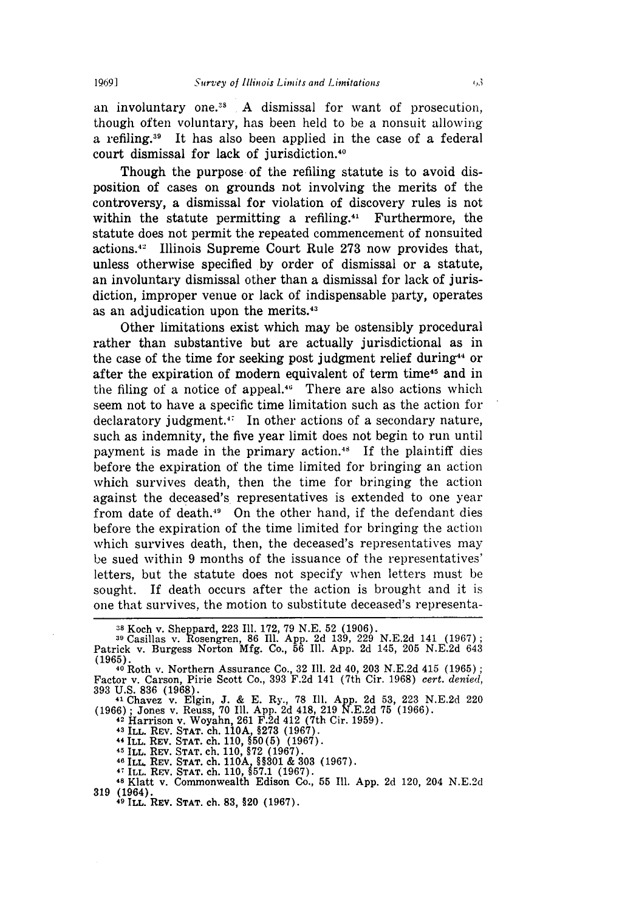an involuntary one.[38] A dismissal for want of prosecution, though often voluntary, has been held to be a nonsuit allowing a refiling.[39] It has also been applied in the case of a federal court dismissal for lack of jurisdiction.[40]

Though the purpose of the refiling statute is to avoid disposition of cases on grounds not involving the merits of the controversy, a dismissal for violation of discovery rules is not within the statute permitting a refiling.[41] Furthermore, the statute does not permit the repeated commencement of nonsuited actions.[42] Illinois Supreme Court Rule 273 now provides that, unless otherwise specified by order of dismissal or a statute, an involuntary dismissal other than a dismissal for lack of jurisdiction, improper venue or lack of indispensable party, operates as an adjudication upon the merits.[43]

Other limitations exist which may be ostensibly procedural rather than substantive but are actually jurisdictional as in the case of the time for seeking post judgment relief during[44] or after the expiration of modern equivalent of term time[45] and in the filing of a notice of appeal.[46] There are also actions which seem not to have a specific time limitation such as the action for declaratory judgment.[47] In other actions of a secondary nature, such as indemnity, the five year limit does not begin to run until payment is made in the primary action.[48] If the plaintiff dies before the expiration of the time limited for bringing an action which survives death, then the time for bringing the action against the deceased's representatives is extended to one year from date of death.[49] On the other hand, if the defendant dies before the expiration of the time limited for bringing the action which survives death, then, the deceased's representatives may be sued within 9 months of the issuance of the representatives' letters, but the statute does not specify when letters must be sought. If death occurs after the action is brought and it is one that survives, the motion to substitute deceased's representa-

---

[38] Koch v. Sheppard, 223 Ill. 172, 79 N.E. 52 (1906).

[39] Casillas v. Rosengren, 86 Ill. App. 2d 139, 229 N.E.2d 141 (1967); Patrick v. Burgess Norton Mfg. Co., 56 Ill. App. 2d 145, 205 N.E.2d 643 (1965).

[40] Roth v. Northern Assurance Co., 32 Ill. 2d 40, 203 N.E.2d 415 (1965); Factor v. Carson, Pirie Scott Co., 393 F.2d 141 (7th Cir. 1968) *cert. denied*, 393 U.S. 836 (1968).

[41] Chavez v. Elgin, J. & E. Ry., 78 Ill. App. 2d 53, 223 N.E.2d 220 (1966); Jones v. Reuss, 70 Ill. App. 2d 418, 219 N.E.2d 75 (1966).

[42] Harrison v. Woyahn, 261 F.2d 412 (7th Cir. 1959).

[43] ILL. REV. STAT. ch. 110A, §273 (1967).

[44] ILL. REV. STAT. ch. 110, §50(5) (1967).

[45] ILL. REV. STAT. ch. 110, §72 (1967).

[46] ILL. REV. STAT. ch. 110A, §§301 & 303 (1967).

[47] ILL. REV. STAT. ch. 110, §57.1 (1967).

[48] Klatt v. Commonwealth Edison Co., 55 Ill. App. 2d 120, 204 N.E.2d 319 (1964).

[49] ILL. REV. STAT. ch. 83, §20 (1967).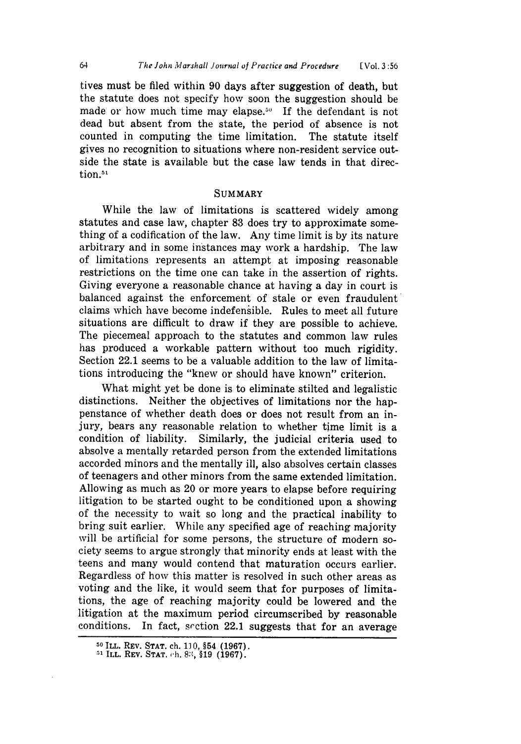tives must be filed within 90 days after suggestion of death, but the statute does not specify how soon the suggestion should be made or how much time may elapse.[50] If the defendant is not dead but absent from the state, the period of absence is not counted in computing the time limitation. The statute itself gives no recognition to situations where non-resident service outside the state is available but the case law tends in that direction.[51]

## SUMMARY

While the law of limitations is scattered widely among statutes and case law, chapter 83 does try to approximate something of a codification of the law. Any time limit is by its nature arbitrary and in some instances may work a hardship. The law of limitations represents an attempt at imposing reasonable restrictions on the time one can take in the assertion of rights. Giving everyone a reasonable chance at having a day in court is balanced against the enforcement of stale or even fraudulent claims which have become indefensible. Rules to meet all future situations are difficult to draw if they are possible to achieve. The piecemeal approach to the statutes and common law rules has produced a workable pattern without too much rigidity. Section 22.1 seems to be a valuable addition to the law of limitations introducing the "knew or should have known" criterion.

What might yet be done is to eliminate stilted and legalistic distinctions. Neither the objectives of limitations nor the happenstance of whether death does or does not result from an injury, bears any reasonable relation to whether time limit is a condition of liability. Similarly, the judicial criteria used to absolve a mentally retarded person from the extended limitations accorded minors and the mentally ill, also absolves certain classes of teenagers and other minors from the same extended limitation. Allowing as much as 20 or more years to elapse before requiring litigation to be started ought to be conditioned upon a showing of the necessity to wait so long and the practical inability to bring suit earlier. While any specified age of reaching majority will be artificial for some persons, the structure of modern society seems to argue strongly that minority ends at least with the teens and many would contend that maturation occurs earlier. Regardless of how this matter is resolved in such other areas as voting and the like, it would seem that for purposes of limitations, the age of reaching majority could be lowered and the litigation at the maximum period circumscribed by reasonable conditions. In fact, section 22.1 suggests that for an average

---

[50] ILL. REV. STAT. ch. 110, §54 (1967).

[51] ILL. REV. STAT. ch. 83, §19 (1967).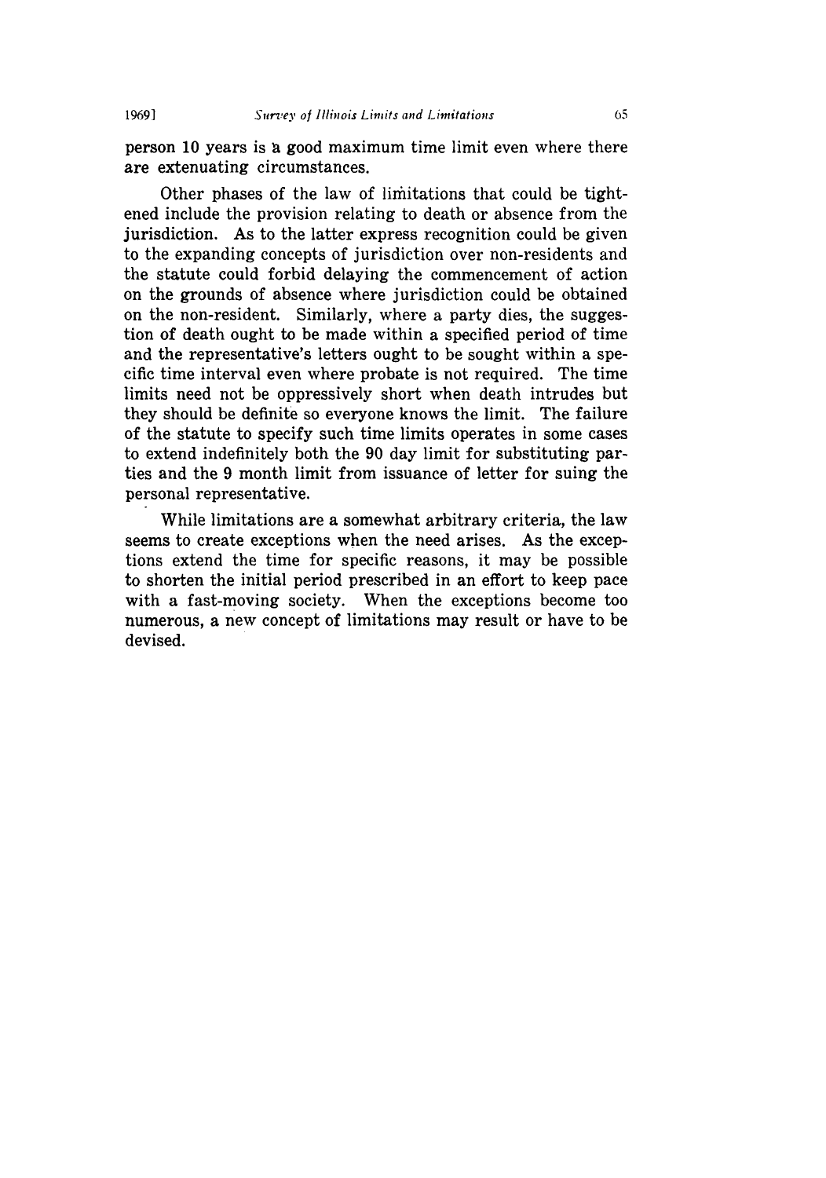person 10 years is a good maximum time limit even where there are extenuating circumstances.

Other phases of the law of limitations that could be tightened include the provision relating to death or absence from the jurisdiction. As to the latter express recognition could be given to the expanding concepts of jurisdiction over non-residents and the statute could forbid delaying the commencement of action on the grounds of absence where jurisdiction could be obtained on the non-resident. Similarly, where a party dies, the suggestion of death ought to be made within a specified period of time and the representative's letters ought to be sought within a specific time interval even where probate is not required. The time limits need not be oppressively short when death intrudes but they should be definite so everyone knows the limit. The failure of the statute to specify such time limits operates in some cases to extend indefinitely both the 90 day limit for substituting parties and the 9 month limit from issuance of letter for suing the personal representative.

While limitations are a somewhat arbitrary criteria, the law seems to create exceptions when the need arises. As the exceptions extend the time for specific reasons, it may be possible to shorten the initial period prescribed in an effort to keep pace with a fast-moving society. When the exceptions become too numerous, a new concept of limitations may result or have to be devised.